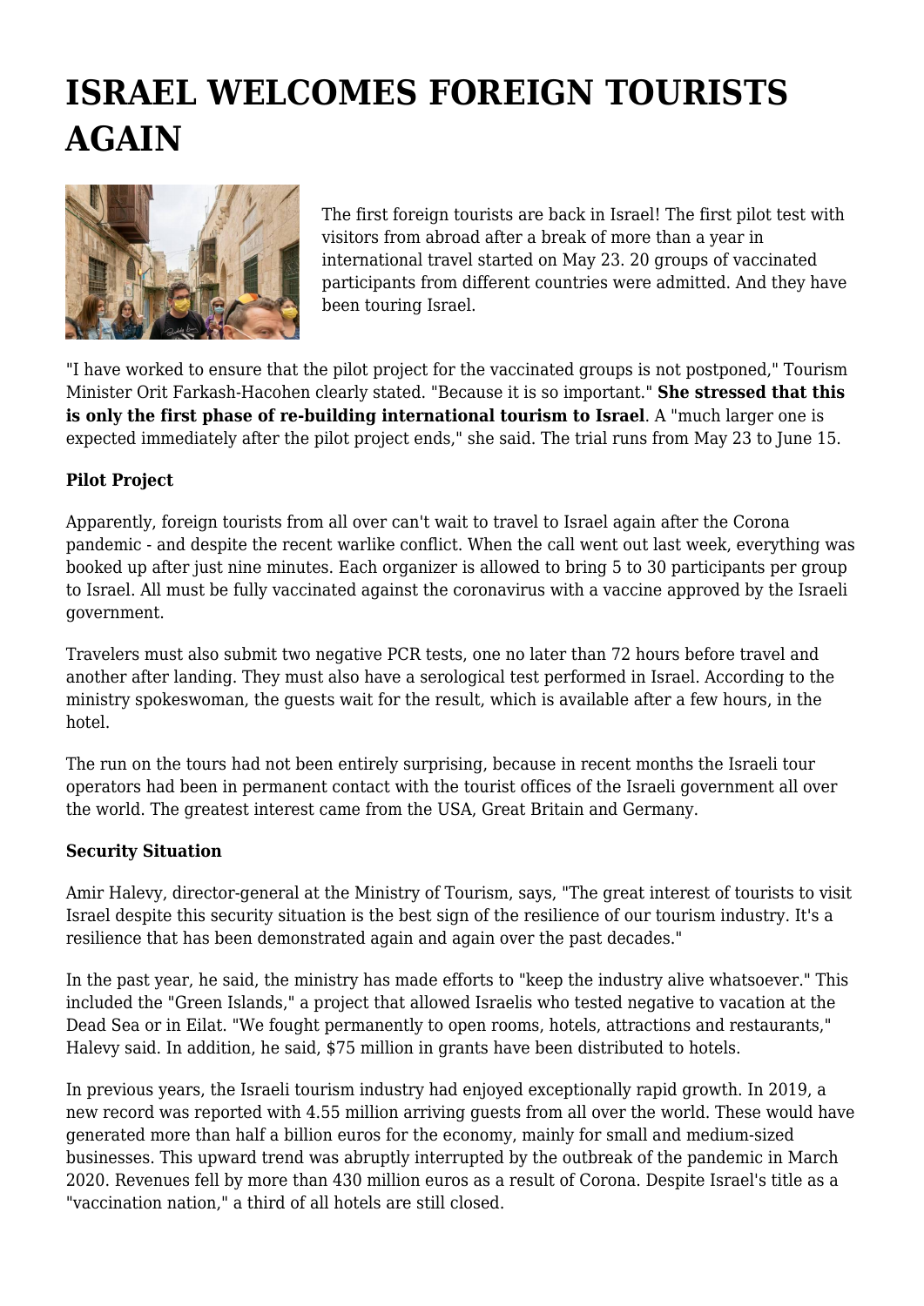# ISRAEL WELCOMES FOREIGN TOURISTS AGAIN

The first foreign tourists are back in Israel! The first pilot test with visitors from abroad after a break of more than a year in international travel started on May 23. 20 groups of vaccinated participants from different countries were admitted. And they have been touring Israel.

"I have worked to ensure that the pilot project for the vaccinated groups is not postponed," Tourism Minister Orit Farkash-Hacohen clearly stated. "Because it is so important." **She stressed that this is only the first phase of re-building international tourism to Israel**. A "much larger one is expected immediately after the pilot project ends," she said. The trial runs from May 23 to June 15.

**Pilot Project**

Apparently, foreign tourists from all over can't wait to travel to Israel again after the Corona pandemic - and despite the recent warlike conflict. When the call went out last week, everything was booked up after just nine minutes. Each organizer is allowed to bring 5 to 30 participants per group to Israel. All must be fully vaccinated against the coronavirus with a vaccine approved by the Israeli government.

Travelers must also submit two negative PCR tests, one no later than 72 hours before travel and another after landing. They must also have a serological test performed in Israel. According to the ministry spokeswoman, the guests wait for the result, which is available after a few hours, in the hotel.

The run on the tours had not been entirely surprising, because in recent months the Israeli tour operators had been in permanent contact with the tourist offices of the Israeli government all over the world. The greatest interest came from the USA, Great Britain and Germany.

**Security Situation**

Amir Halevy, director-general at the Ministry of Tourism, says, "The great interest of tourists to visit Israel despite this security situation is the best sign of the resilience of our tourism industry. It's a resilience that has been demonstrated again and again over the past decades."

In the past year, he said, the ministry has made efforts to "keep the industry alive whatsoever." This included the "Green Islands," a project that allowed Israelis who tested negative to vacation at the Dead Sea or in Eilat. "We fought permanently to open rooms, hotels, attractions and restaurants," Halevy said. In addition, he said, $75 million in grants have been distributed to hotels.

In previous years, the Israeli tourism industry had enjoyed exceptionally rapid growth. In 2019, a new record was reported with 4.55 million arriving guests from all over the world. These would have generated more than half a billion euros for the economy, mainly for small and medium-sized businesses. This upward trend was abruptly interrupted by the outbreak of the pandemic in March 2020. Revenues fell by more than 430 million euros as a result of Corona. Despite Israel's title as a "vaccination nation," a third of all hotels are still closed.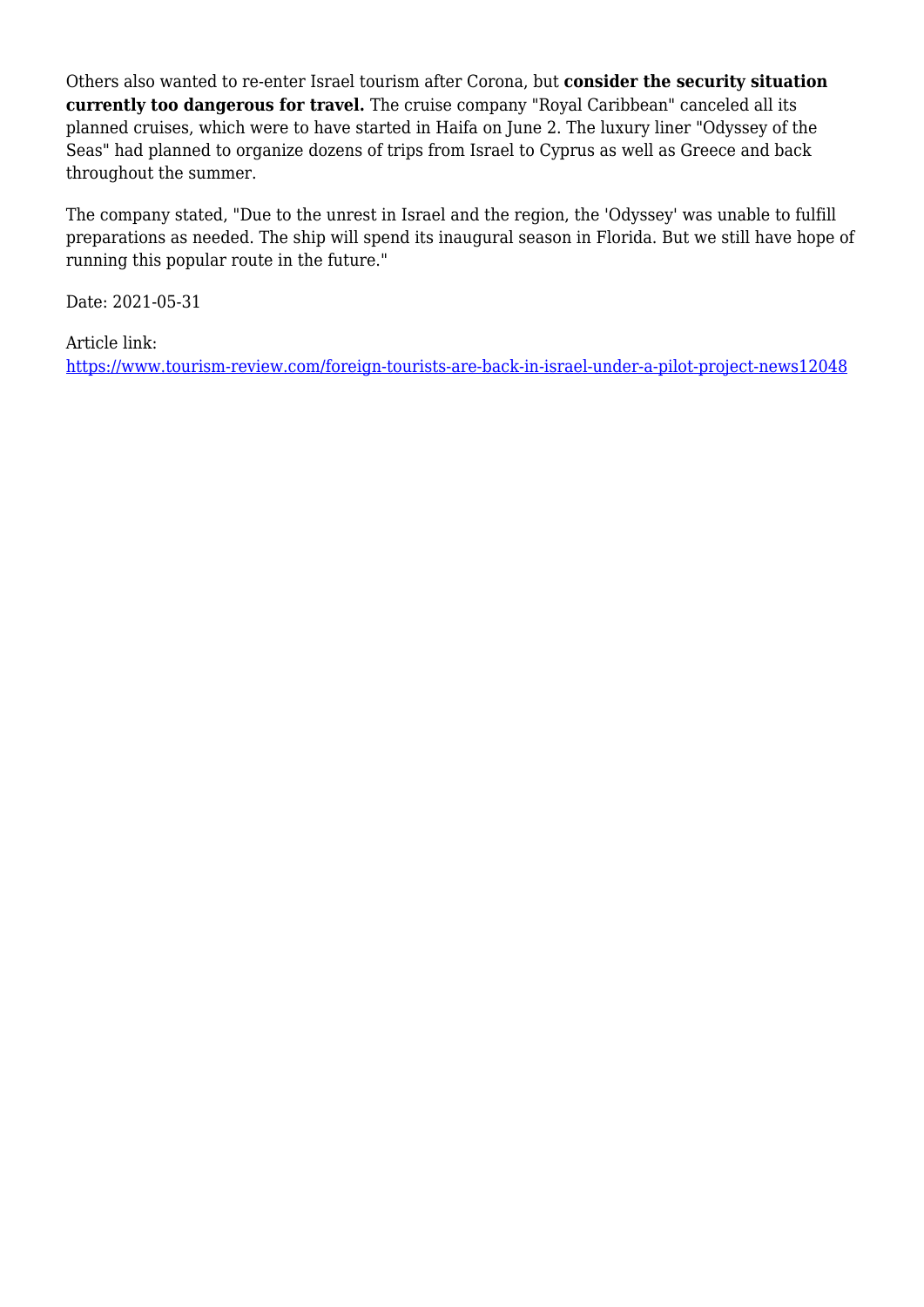Others also wanted to re-enter Israel tourism after Corona, but **consider the security situation currently too dangerous for travel.** The cruise company "Royal Caribbean" canceled all its planned cruises, which were to have started in Haifa on June 2. The luxury liner "Odyssey of the Seas" had planned to organize dozens of trips from Israel to Cyprus as well as Greece and back throughout the summer.

The company stated, "Due to the unrest in Israel and the region, the 'Odyssey' was unable to fulfill preparations as needed. The ship will spend its inaugural season in Florida. But we still have hope of running this popular route in the future."

Date: 2021-05-31

Article link:
[https://www.tourism-review.com/foreign-tourists-are-back-in-israel-under-a-pilot-project-news12048](https://www.tourism-review.com/foreign-tourists-are-back-in-israel-under-a-pilot-project-news12048)